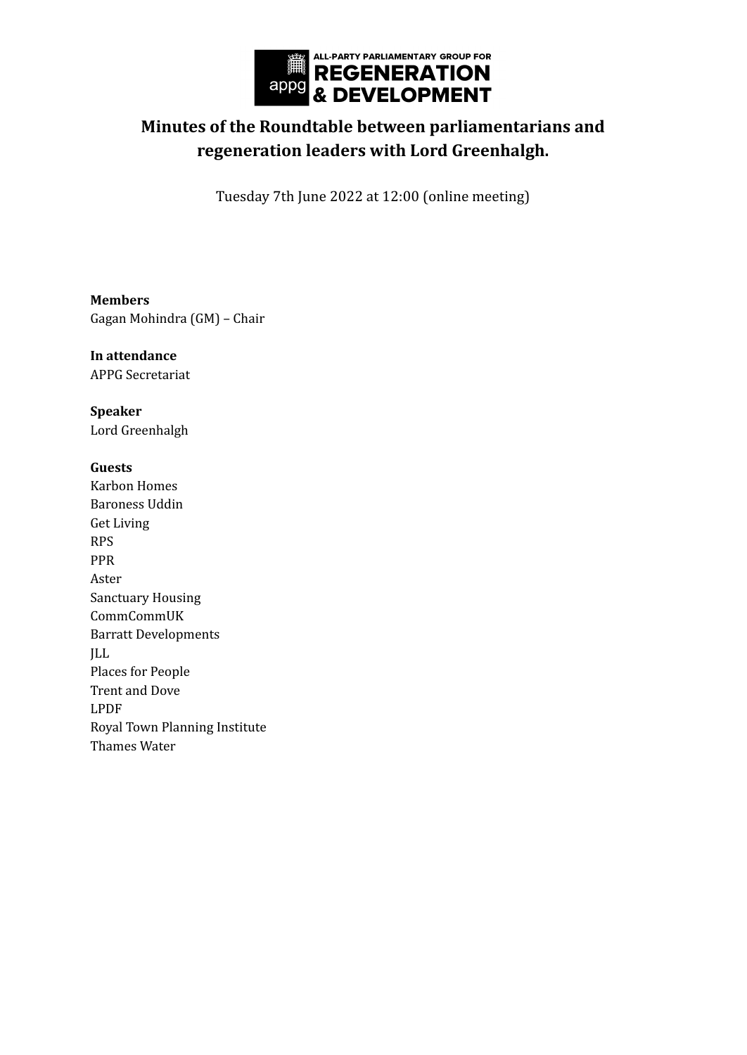ALL-PARTY PARLIAMENTARY GROUP FOR
REGENERATION & DEVELOPMENT

# Minutes of the Roundtable between parliamentarians and regeneration leaders with Lord Greenhalgh.

Tuesday 7th June 2022 at 12:00 (online meeting)

**Members**
Gagan Mohindra (GM) – Chair

**In attendance**
APPG Secretariat

**Speaker**
Lord Greenhalgh

**Guests**
Karbon Homes
Baroness Uddin
Get Living
RPS
PPR
Aster
Sanctuary Housing
CommCommUK
Barratt Developments
JLL
Places for People
Trent and Dove
LPDF
Royal Town Planning Institute
Thames Water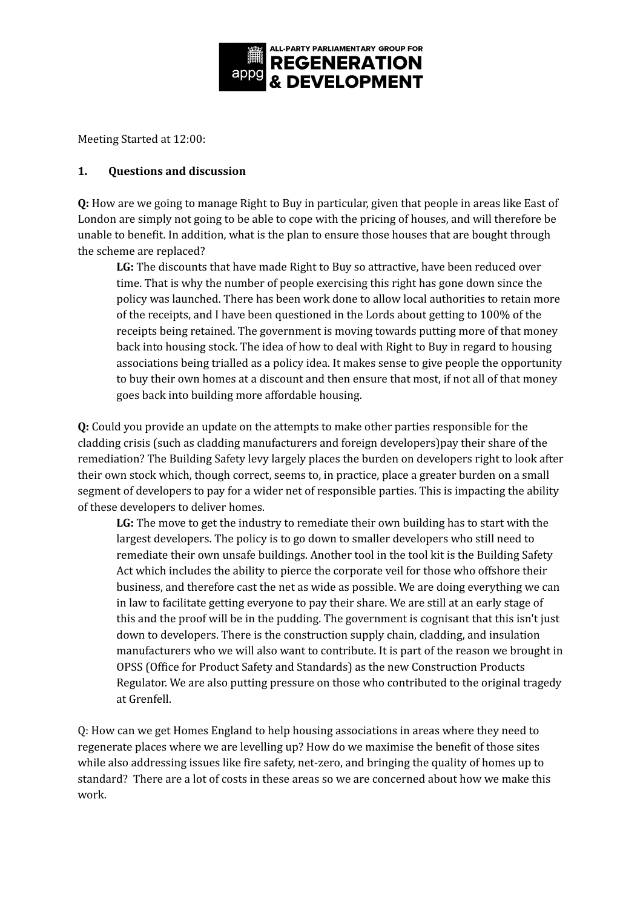Meeting Started at 12:00:

## 1. Questions and discussion

**Q:** How are we going to manage Right to Buy in particular, given that people in areas like East of London are simply not going to be able to cope with the pricing of houses, and will therefore be unable to benefit. In addition, what is the plan to ensure those houses that are bought through the scheme are replaced?

> **LG:** The discounts that have made Right to Buy so attractive, have been reduced over time. That is why the number of people exercising this right has gone down since the policy was launched. There has been work done to allow local authorities to retain more of the receipts, and I have been questioned in the Lords about getting to 100% of the receipts being retained. The government is moving towards putting more of that money back into housing stock. The idea of how to deal with Right to Buy in regard to housing associations being trialled as a policy idea. It makes sense to give people the opportunity to buy their own homes at a discount and then ensure that most, if not all of that money goes back into building more affordable housing.

**Q:** Could you provide an update on the attempts to make other parties responsible for the cladding crisis (such as cladding manufacturers and foreign developers)pay their share of the remediation? The Building Safety levy largely places the burden on developers right to look after their own stock which, though correct, seems to, in practice, place a greater burden on a small segment of developers to pay for a wider net of responsible parties. This is impacting the ability of these developers to deliver homes.

> **LG:** The move to get the industry to remediate their own building has to start with the largest developers. The policy is to go down to smaller developers who still need to remediate their own unsafe buildings. Another tool in the tool kit is the Building Safety Act which includes the ability to pierce the corporate veil for those who offshore their business, and therefore cast the net as wide as possible. We are doing everything we can in law to facilitate getting everyone to pay their share. We are still at an early stage of this and the proof will be in the pudding. The government is cognisant that this isn't just down to developers. There is the construction supply chain, cladding, and insulation manufacturers who we will also want to contribute. It is part of the reason we brought in OPSS (Office for Product Safety and Standards) as the new Construction Products Regulator. We are also putting pressure on those who contributed to the original tragedy at Grenfell.

Q: How can we get Homes England to help housing associations in areas where they need to regenerate places where we are levelling up? How do we maximise the benefit of those sites while also addressing issues like fire safety, net-zero, and bringing the quality of homes up to standard? There are a lot of costs in these areas so we are concerned about how we make this work.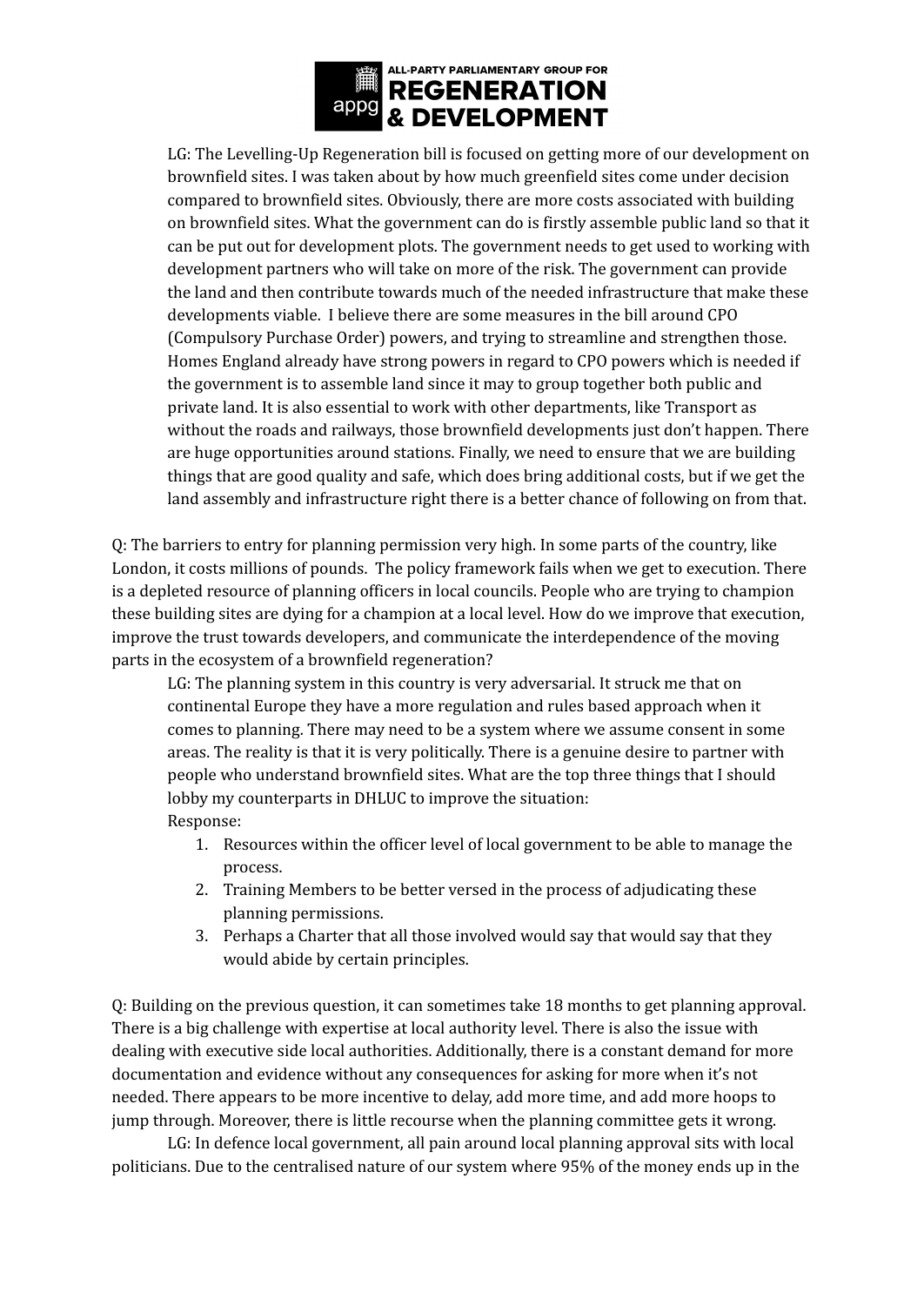LG: The Levelling-Up Regeneration bill is focused on getting more of our development on brownfield sites. I was taken about by how much greenfield sites come under decision compared to brownfield sites. Obviously, there are more costs associated with building on brownfield sites. What the government can do is firstly assemble public land so that it can be put out for development plots. The government needs to get used to working with development partners who will take on more of the risk. The government can provide the land and then contribute towards much of the needed infrastructure that make these developments viable. I believe there are some measures in the bill around CPO (Compulsory Purchase Order) powers, and trying to streamline and strengthen those. Homes England already have strong powers in regard to CPO powers which is needed if the government is to assemble land since it may to group together both public and private land. It is also essential to work with other departments, like Transport as without the roads and railways, those brownfield developments just don't happen. There are huge opportunities around stations. Finally, we need to ensure that we are building things that are good quality and safe, which does bring additional costs, but if we get the land assembly and infrastructure right there is a better chance of following on from that.

Q: The barriers to entry for planning permission very high. In some parts of the country, like London, it costs millions of pounds. The policy framework fails when we get to execution. There is a depleted resource of planning officers in local councils. People who are trying to champion these building sites are dying for a champion at a local level. How do we improve that execution, improve the trust towards developers, and communicate the interdependence of the moving parts in the ecosystem of a brownfield regeneration?

LG: The planning system in this country is very adversarial. It struck me that on continental Europe they have a more regulation and rules based approach when it comes to planning. There may need to be a system where we assume consent in some areas. The reality is that it is very politically. There is a genuine desire to partner with people who understand brownfield sites. What are the top three things that I should lobby my counterparts in DHLUC to improve the situation:

Response:

1. Resources within the officer level of local government to be able to manage the process.
2. Training Members to be better versed in the process of adjudicating these planning permissions.
3. Perhaps a Charter that all those involved would say that would say that they would abide by certain principles.

Q: Building on the previous question, it can sometimes take 18 months to get planning approval. There is a big challenge with expertise at local authority level. There is also the issue with dealing with executive side local authorities. Additionally, there is a constant demand for more documentation and evidence without any consequences for asking for more when it's not needed. There appears to be more incentive to delay, add more time, and add more hoops to jump through. Moreover, there is little recourse when the planning committee gets it wrong.

LG: In defence local government, all pain around local planning approval sits with local politicians. Due to the centralised nature of our system where 95% of the money ends up in the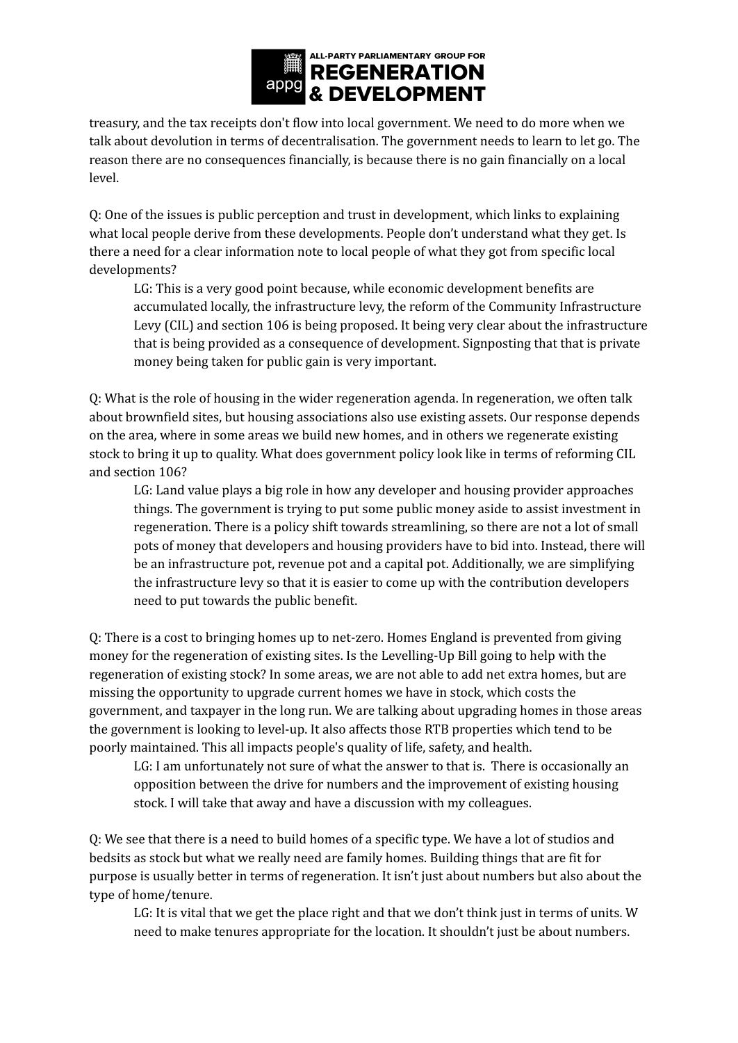treasury, and the tax receipts don't flow into local government. We need to do more when we talk about devolution in terms of decentralisation. The government needs to learn to let go. The reason there are no consequences financially, is because there is no gain financially on a local level.

Q: One of the issues is public perception and trust in development, which links to explaining what local people derive from these developments. People don't understand what they get. Is there a need for a clear information note to local people of what they got from specific local developments?

> LG: This is a very good point because, while economic development benefits are accumulated locally, the infrastructure levy, the reform of the Community Infrastructure Levy (CIL) and section 106 is being proposed. It being very clear about the infrastructure that is being provided as a consequence of development. Signposting that that is private money being taken for public gain is very important.

Q: What is the role of housing in the wider regeneration agenda. In regeneration, we often talk about brownfield sites, but housing associations also use existing assets. Our response depends on the area, where in some areas we build new homes, and in others we regenerate existing stock to bring it up to quality. What does government policy look like in terms of reforming CIL and section 106?

> LG: Land value plays a big role in how any developer and housing provider approaches things. The government is trying to put some public money aside to assist investment in regeneration. There is a policy shift towards streamlining, so there are not a lot of small pots of money that developers and housing providers have to bid into. Instead, there will be an infrastructure pot, revenue pot and a capital pot. Additionally, we are simplifying the infrastructure levy so that it is easier to come up with the contribution developers need to put towards the public benefit.

Q: There is a cost to bringing homes up to net-zero. Homes England is prevented from giving money for the regeneration of existing sites. Is the Levelling-Up Bill going to help with the regeneration of existing stock? In some areas, we are not able to add net extra homes, but are missing the opportunity to upgrade current homes we have in stock, which costs the government, and taxpayer in the long run. We are talking about upgrading homes in those areas the government is looking to level-up. It also affects those RTB properties which tend to be poorly maintained. This all impacts people's quality of life, safety, and health.

> LG: I am unfortunately not sure of what the answer to that is. There is occasionally an opposition between the drive for numbers and the improvement of existing housing stock. I will take that away and have a discussion with my colleagues.

Q: We see that there is a need to build homes of a specific type. We have a lot of studios and bedsits as stock but what we really need are family homes. Building things that are fit for purpose is usually better in terms of regeneration. It isn't just about numbers but also about the type of home/tenure.

> LG: It is vital that we get the place right and that we don't think just in terms of units. W need to make tenures appropriate for the location. It shouldn't just be about numbers.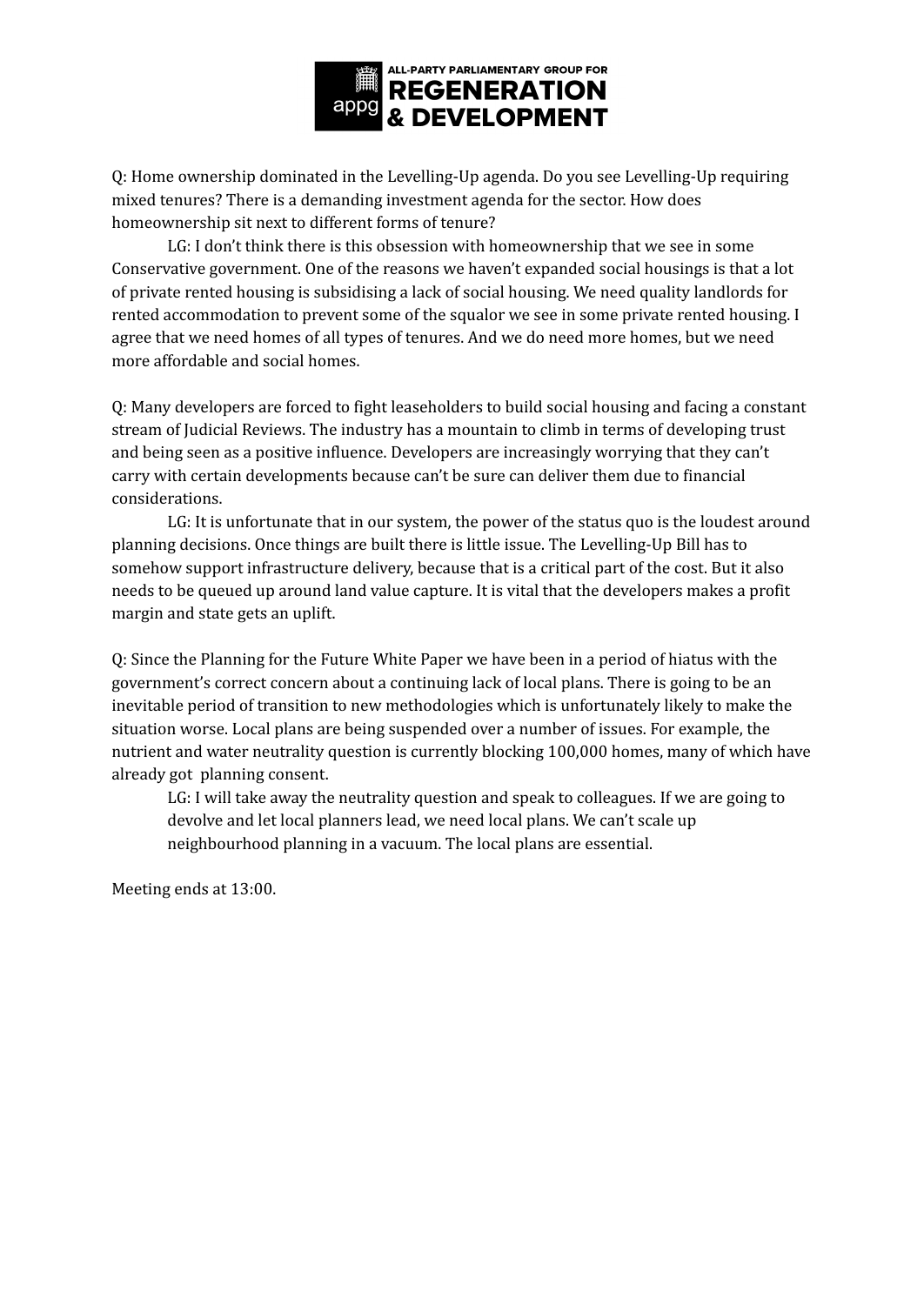Q: Home ownership dominated in the Levelling-Up agenda. Do you see Levelling-Up requiring mixed tenures? There is a demanding investment agenda for the sector. How does homeownership sit next to different forms of tenure?

LG: I don't think there is this obsession with homeownership that we see in some Conservative government. One of the reasons we haven't expanded social housings is that a lot of private rented housing is subsidising a lack of social housing. We need quality landlords for rented accommodation to prevent some of the squalor we see in some private rented housing. I agree that we need homes of all types of tenures. And we do need more homes, but we need more affordable and social homes.

Q: Many developers are forced to fight leaseholders to build social housing and facing a constant stream of Judicial Reviews. The industry has a mountain to climb in terms of developing trust and being seen as a positive influence. Developers are increasingly worrying that they can't carry with certain developments because can't be sure can deliver them due to financial considerations.

LG: It is unfortunate that in our system, the power of the status quo is the loudest around planning decisions. Once things are built there is little issue. The Levelling-Up Bill has to somehow support infrastructure delivery, because that is a critical part of the cost. But it also needs to be queued up around land value capture. It is vital that the developers makes a profit margin and state gets an uplift.

Q: Since the Planning for the Future White Paper we have been in a period of hiatus with the government's correct concern about a continuing lack of local plans. There is going to be an inevitable period of transition to new methodologies which is unfortunately likely to make the situation worse. Local plans are being suspended over a number of issues. For example, the nutrient and water neutrality question is currently blocking 100,000 homes, many of which have already got planning consent.

LG: I will take away the neutrality question and speak to colleagues. If we are going to devolve and let local planners lead, we need local plans. We can't scale up neighbourhood planning in a vacuum. The local plans are essential.

Meeting ends at 13:00.